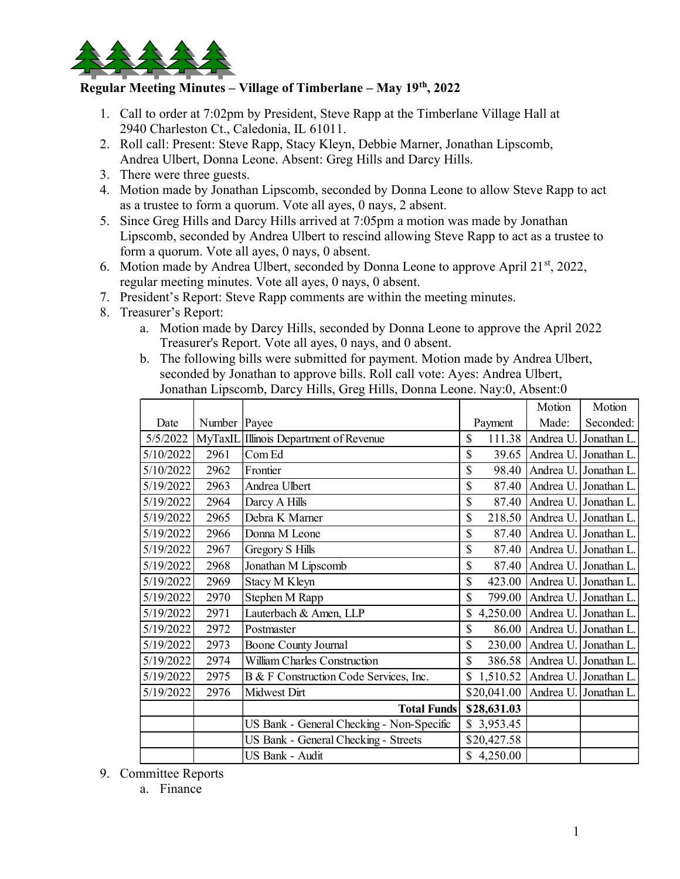# Regular Meeting Minutes – Village of Timberlane – May 19th, 2022

1. Call to order at 7:02pm by President, Steve Rapp at the Timberlane Village Hall at 2940 Charleston Ct., Caledonia, IL 61011.
2. Roll call: Present: Steve Rapp, Stacy Kleyn, Debbie Marner, Jonathan Lipscomb, Andrea Ulbert, Donna Leone. Absent: Greg Hills and Darcy Hills.
3. There were three guests.
4. Motion made by Jonathan Lipscomb, seconded by Donna Leone to allow Steve Rapp to act as a trustee to form a quorum. Vote all ayes, 0 nays, 2 absent.
5. Since Greg Hills and Darcy Hills arrived at 7:05pm a motion was made by Jonathan Lipscomb, seconded by Andrea Ulbert to rescind allowing Steve Rapp to act as a trustee to form a quorum. Vote all ayes, 0 nays, 0 absent.
6. Motion made by Andrea Ulbert, seconded by Donna Leone to approve April 21st, 2022, regular meeting minutes. Vote all ayes, 0 nays, 0 absent.
7. President's Report: Steve Rapp comments are within the meeting minutes.
8. Treasurer's Report:
   a. Motion made by Darcy Hills, seconded by Donna Leone to approve the April 2022 Treasurer's Report. Vote all ayes, 0 nays, and 0 absent.
   b. The following bills were submitted for payment. Motion made by Andrea Ulbert, seconded by Jonathan to approve bills. Roll call vote: Ayes: Andrea Ulbert, Jonathan Lipscomb, Darcy Hills, Greg Hills, Donna Leone. Nay:0, Absent:0

| Date | Number | Payee | Payment | Motion Made: | Motion Seconded: |
|---|---|---|---|---|---|
| 5/5/2022 | MyTaxIL | Illinois Department of Revenue | $ 111.38 | Andrea U. | Jonathan L. |
| 5/10/2022 | 2961 | Com Ed | $ 39.65 | Andrea U. | Jonathan L. |
| 5/10/2022 | 2962 | Frontier | $ 98.40 | Andrea U. | Jonathan L. |
| 5/19/2022 | 2963 | Andrea Ulbert | $ 87.40 | Andrea U. | Jonathan L. |
| 5/19/2022 | 2964 | Darcy A Hills | $ 87.40 | Andrea U. | Jonathan L. |
| 5/19/2022 | 2965 | Debra K Marner | $ 218.50 | Andrea U. | Jonathan L. |
| 5/19/2022 | 2966 | Donna M Leone | $ 87.40 | Andrea U. | Jonathan L. |
| 5/19/2022 | 2967 | Gregory S Hills | $ 87.40 | Andrea U. | Jonathan L. |
| 5/19/2022 | 2968 | Jonathan M Lipscomb | $ 87.40 | Andrea U. | Jonathan L. |
| 5/19/2022 | 2969 | Stacy M Kleyn | $ 423.00 | Andrea U. | Jonathan L. |
| 5/19/2022 | 2970 | Stephen M Rapp | $ 799.00 | Andrea U. | Jonathan L. |
| 5/19/2022 | 2971 | Lauterbach & Amen, LLP | $ 4,250.00 | Andrea U. | Jonathan L. |
| 5/19/2022 | 2972 | Postmaster | $ 86.00 | Andrea U. | Jonathan L. |
| 5/19/2022 | 2973 | Boone County Journal | $ 230.00 | Andrea U. | Jonathan L. |
| 5/19/2022 | 2974 | William Charles Construction | $ 386.58 | Andrea U. | Jonathan L. |
| 5/19/2022 | 2975 | B & F Construction Code Services, Inc. | $ 1,510.52 | Andrea U. | Jonathan L. |
| 5/19/2022 | 2976 | Midwest Dirt | $20,041.00 | Andrea U. | Jonathan L. |
| | | **Total Funds** | **$28,631.03** | | |
| | | US Bank - General Checking - Non-Specific | $ 3,953.45 | | |
| | | US Bank - General Checking - Streets | $20,427.58 | | |
| | | US Bank - Audit | $ 4,250.00 | | |

9. Committee Reports
   a. Finance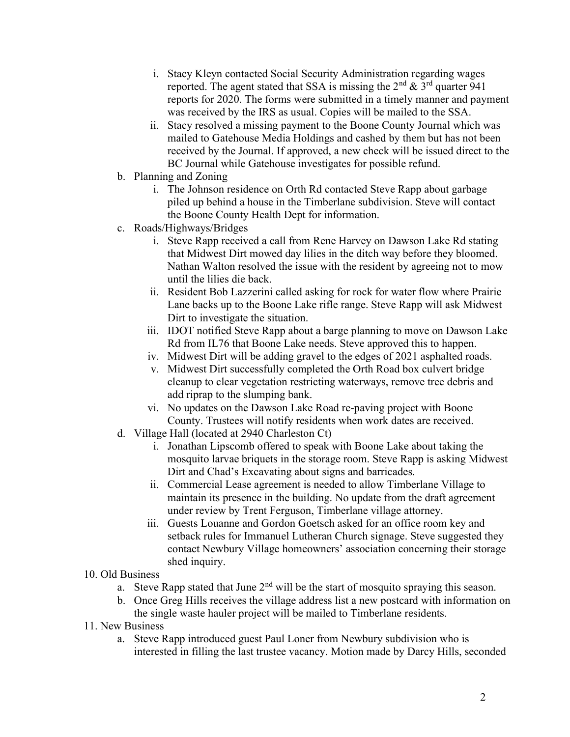i. Stacy Kleyn contacted Social Security Administration regarding wages reported. The agent stated that SSA is missing the 2nd & 3rd quarter 941 reports for 2020. The forms were submitted in a timely manner and payment was received by the IRS as usual. Copies will be mailed to the SSA.

ii. Stacy resolved a missing payment to the Boone County Journal which was mailed to Gatehouse Media Holdings and cashed by them but has not been received by the Journal. If approved, a new check will be issued direct to the BC Journal while Gatehouse investigates for possible refund.

b. Planning and Zoning

i. The Johnson residence on Orth Rd contacted Steve Rapp about garbage piled up behind a house in the Timberlane subdivision. Steve will contact the Boone County Health Dept for information.

c. Roads/Highways/Bridges

i. Steve Rapp received a call from Rene Harvey on Dawson Lake Rd stating that Midwest Dirt mowed day lilies in the ditch way before they bloomed. Nathan Walton resolved the issue with the resident by agreeing not to mow until the lilies die back.

ii. Resident Bob Lazzerini called asking for rock for water flow where Prairie Lane backs up to the Boone Lake rifle range. Steve Rapp will ask Midwest Dirt to investigate the situation.

iii. IDOT notified Steve Rapp about a barge planning to move on Dawson Lake Rd from IL76 that Boone Lake needs. Steve approved this to happen.

iv. Midwest Dirt will be adding gravel to the edges of 2021 asphalted roads.

v. Midwest Dirt successfully completed the Orth Road box culvert bridge cleanup to clear vegetation restricting waterways, remove tree debris and add riprap to the slumping bank.

vi. No updates on the Dawson Lake Road re-paving project with Boone County. Trustees will notify residents when work dates are received.

d. Village Hall (located at 2940 Charleston Ct)

i. Jonathan Lipscomb offered to speak with Boone Lake about taking the mosquito larvae briquets in the storage room. Steve Rapp is asking Midwest Dirt and Chad's Excavating about signs and barricades.

ii. Commercial Lease agreement is needed to allow Timberlane Village to maintain its presence in the building. No update from the draft agreement under review by Trent Ferguson, Timberlane village attorney.

iii. Guests Louanne and Gordon Goetsch asked for an office room key and setback rules for Immanuel Lutheran Church signage. Steve suggested they contact Newbury Village homeowners' association concerning their storage shed inquiry.

10. Old Business

a. Steve Rapp stated that June 2nd will be the start of mosquito spraying this season.

b. Once Greg Hills receives the village address list a new postcard with information on the single waste hauler project will be mailed to Timberlane residents.

11. New Business

a. Steve Rapp introduced guest Paul Loner from Newbury subdivision who is interested in filling the last trustee vacancy. Motion made by Darcy Hills, seconded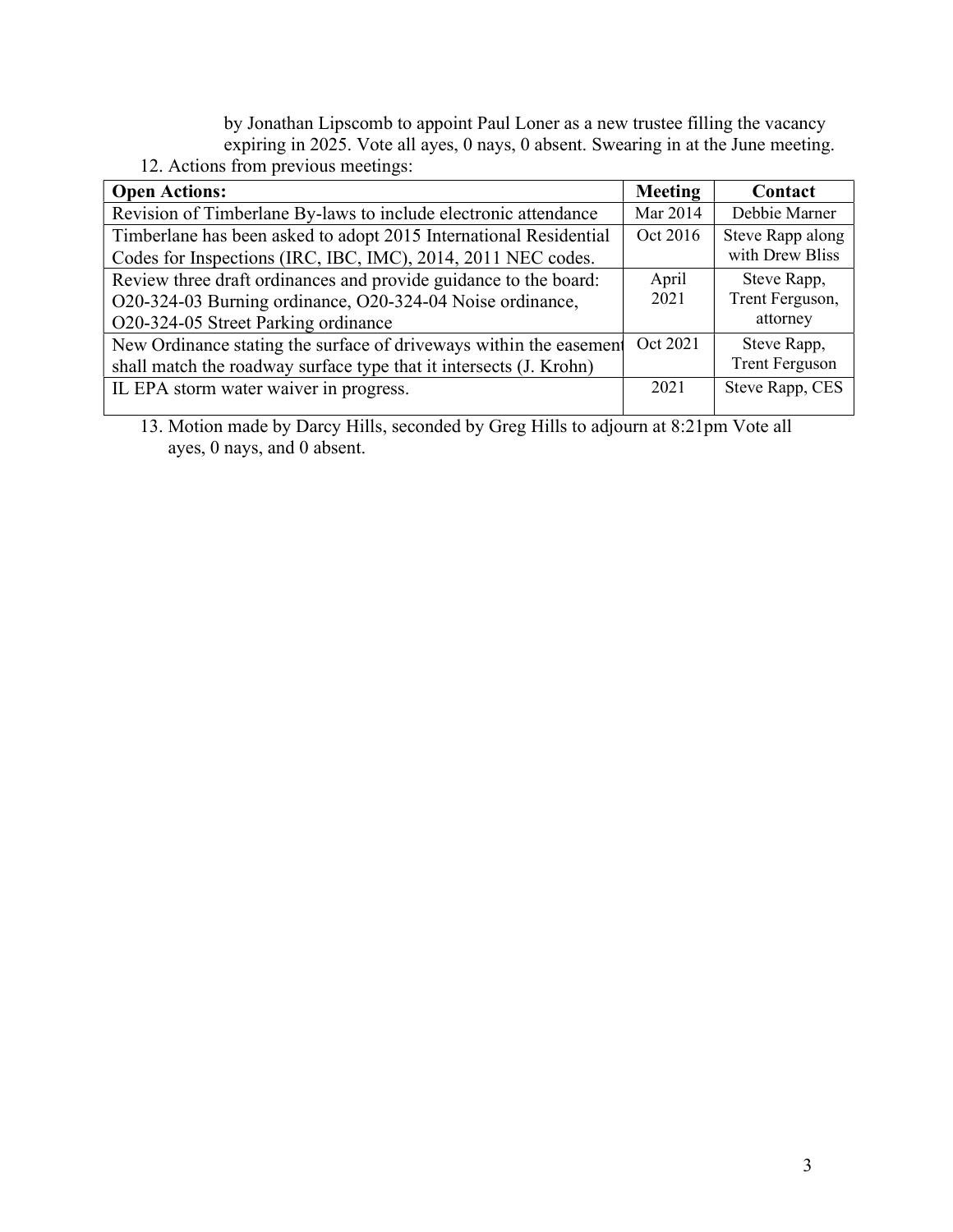by Jonathan Lipscomb to appoint Paul Loner as a new trustee filling the vacancy expiring in 2025. Vote all ayes, 0 nays, 0 absent. Swearing in at the June meeting.

12. Actions from previous meetings:

| **Open Actions:** | **Meeting** | **Contact** |
|---|---|---|
| Revision of Timberlane By-laws to include electronic attendance | Mar 2014 | Debbie Marner |
| Timberlane has been asked to adopt 2015 International Residential Codes for Inspections (IRC, IBC, IMC), 2014, 2011 NEC codes. | Oct 2016 | Steve Rapp along with Drew Bliss |
| Review three draft ordinances and provide guidance to the board: O20-324-03 Burning ordinance, O20-324-04 Noise ordinance, O20-324-05 Street Parking ordinance | April 2021 | Steve Rapp, Trent Ferguson, attorney |
| New Ordinance stating the surface of driveways within the easement shall match the roadway surface type that it intersects (J. Krohn) | Oct 2021 | Steve Rapp, Trent Ferguson |
| IL EPA storm water waiver in progress. | 2021 | Steve Rapp, CES |

13. Motion made by Darcy Hills, seconded by Greg Hills to adjourn at 8:21pm Vote all ayes, 0 nays, and 0 absent.